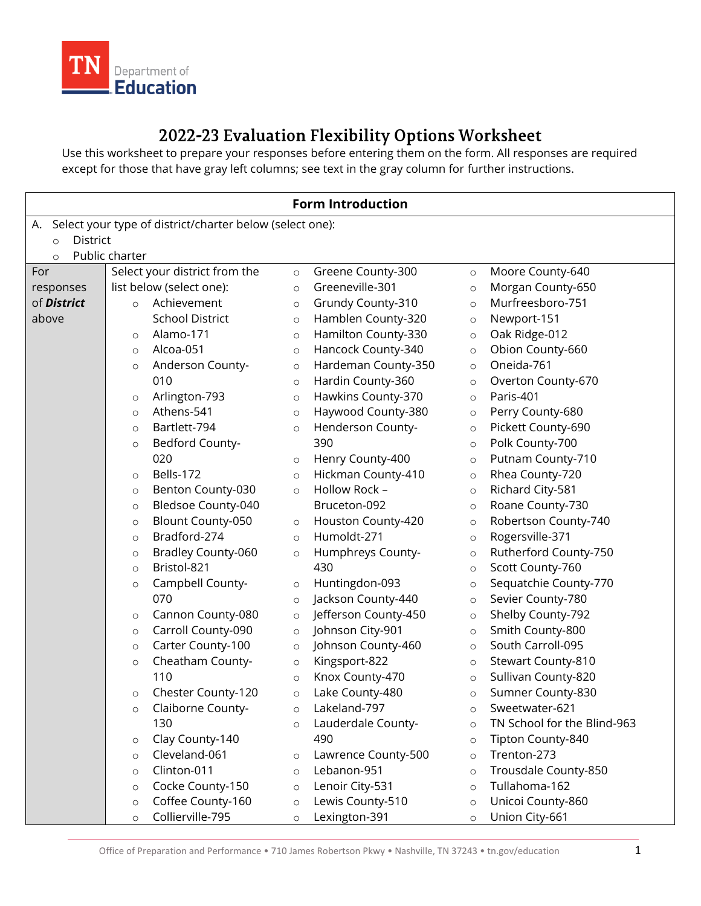TN Department of Education

# 2022-23 Evaluation Flexibility Options Worksheet

Use this worksheet to prepare your responses before entering them on the form. All responses are required except for those that have gray left columns; see text in the gray column for further instructions.

## Form Introduction

A. Select your type of district/charter below (select one):

- District
- Public charter

For responses of ***District*** above

Select your district from the list below (select one):

- Achievement School District
- Alamo-171
- Alcoa-051
- Anderson County-010
- Arlington-793
- Athens-541
- Bartlett-794
- Bedford County-020
- Bells-172
- Benton County-030
- Bledsoe County-040
- Blount County-050
- Bradford-274
- Bradley County-060
- Bristol-821
- Campbell County-070
- Cannon County-080
- Carroll County-090
- Carter County-100
- Cheatham County-110
- Chester County-120
- Claiborne County-130
- Clay County-140
- Cleveland-061
- Clinton-011
- Cocke County-150
- Coffee County-160
- Collierville-795
- Greene County-300
- Greeneville-301
- Grundy County-310
- Hamblen County-320
- Hamilton County-330
- Hancock County-340
- Hardeman County-350
- Hardin County-360
- Hawkins County-370
- Haywood County-380
- Henderson County-390
- Henry County-400
- Hickman County-410
- Hollow Rock – Bruceton-092
- Houston County-420
- Humboldt-271
- Humphreys County-430
- Huntingdon-093
- Jackson County-440
- Jefferson County-450
- Johnson City-901
- Johnson County-460
- Kingsport-822
- Knox County-470
- Lake County-480
- Lakeland-797
- Lauderdale County-490
- Lawrence County-500
- Lebanon-951
- Lenoir City-531
- Lewis County-510
- Lexington-391
- Moore County-640
- Morgan County-650
- Murfreesboro-751
- Newport-151
- Oak Ridge-012
- Obion County-660
- Oneida-761
- Overton County-670
- Paris-401
- Perry County-680
- Pickett County-690
- Polk County-700
- Putnam County-710
- Rhea County-720
- Richard City-581
- Roane County-730
- Robertson County-740
- Rogersville-371
- Rutherford County-750
- Scott County-760
- Sequatchie County-770
- Sevier County-780
- Shelby County-792
- Smith County-800
- South Carroll-095
- Stewart County-810
- Sullivan County-820
- Sumner County-830
- Sweetwater-621
- TN School for the Blind-963
- Tipton County-840
- Trenton-273
- Trousdale County-850
- Tullahoma-162
- Unicoi County-860
- Union City-661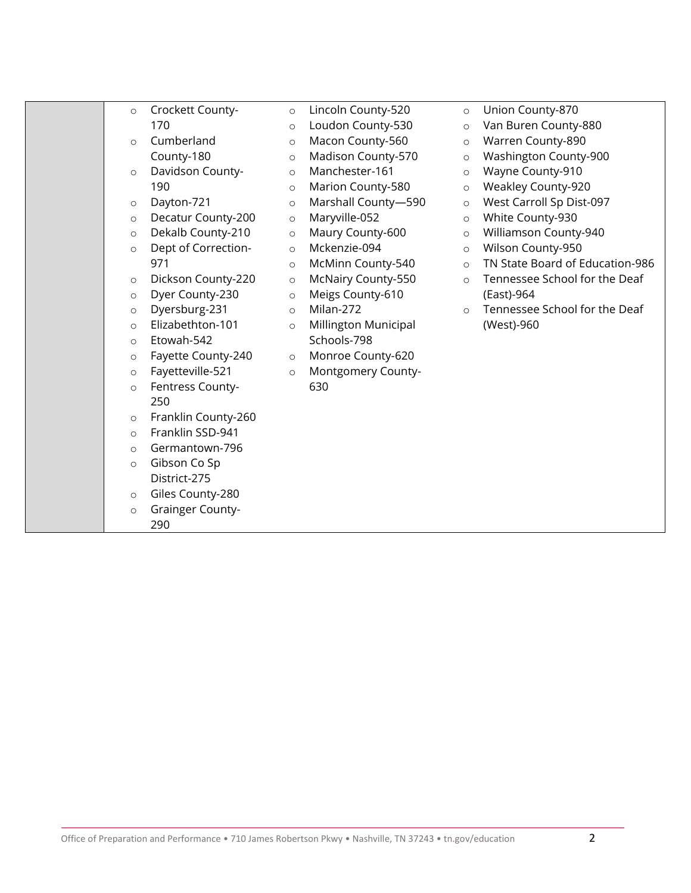| | |
|---|---|
| | - Crockett County-170<br>- Cumberland County-180<br>- Davidson County-190<br>- Dayton-721<br>- Decatur County-200<br>- Dekalb County-210<br>- Dept of Correction-971<br>- Dickson County-220<br>- Dyer County-230<br>- Dyersburg-231<br>- Elizabethton-101<br>- Etowah-542<br>- Fayette County-240<br>- Fayetteville-521<br>- Fentress County-250<br>- Franklin County-260<br>- Franklin SSD-941<br>- Germantown-796<br>- Gibson Co Sp District-275<br>- Giles County-280<br>- Grainger County-290<br>- Lincoln County-520<br>- Loudon County-530<br>- Macon County-560<br>- Madison County-570<br>- Manchester-161<br>- Marion County-580<br>- Marshall County—590<br>- Maryville-052<br>- Maury County-600<br>- Mckenzie-094<br>- McMinn County-540<br>- McNairy County-550<br>- Meigs County-610<br>- Milan-272<br>- Millington Municipal Schools-798<br>- Monroe County-620<br>- Montgomery County-630<br>- Union County-870<br>- Van Buren County-880<br>- Warren County-890<br>- Washington County-900<br>- Wayne County-910<br>- Weakley County-920<br>- West Carroll Sp Dist-097<br>- White County-930<br>- Williamson County-940<br>- Wilson County-950<br>- TN State Board of Education-986<br>- Tennessee School for the Deaf (East)-964<br>- Tennessee School for the Deaf (West)-960 |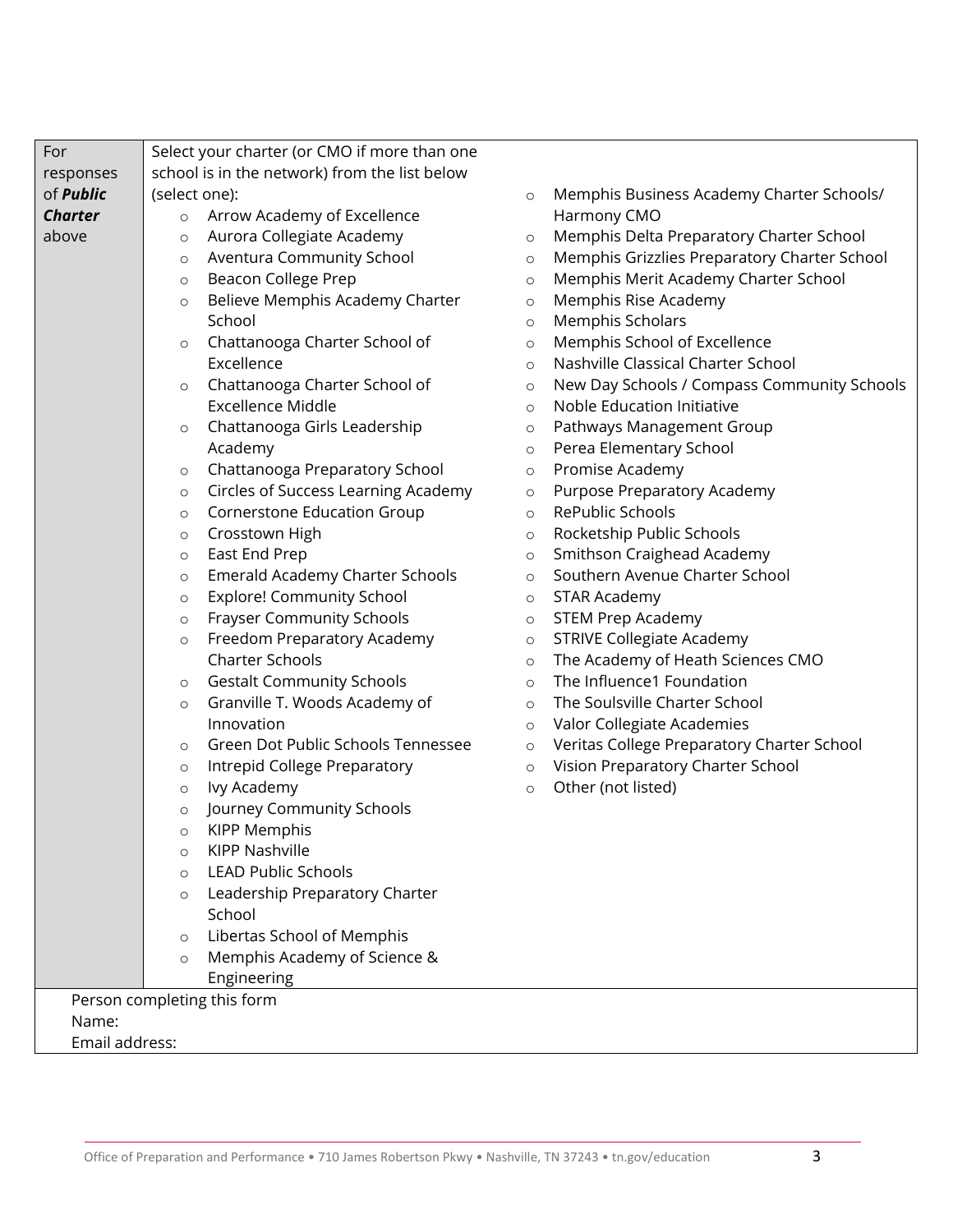| For responses of ***Charter*** above | Select your charter (or CMO if more than one school is in the network) from the list below (select one): |
|---|---|
| | ○ Arrow Academy of Excellence<br>○ Aurora Collegiate Academy<br>○ Aventura Community School<br>○ Beacon College Prep<br>○ Believe Memphis Academy Charter School<br>○ Chattanooga Charter School of Excellence<br>○ Chattanooga Charter School of Excellence Middle<br>○ Chattanooga Girls Leadership Academy<br>○ Chattanooga Preparatory School<br>○ Circles of Success Learning Academy<br>○ Cornerstone Education Group<br>○ Crosstown High<br>○ East End Prep<br>○ Emerald Academy Charter Schools<br>○ Explore! Community School<br>○ Frayser Community Schools<br>○ Freedom Preparatory Academy Charter Schools<br>○ Gestalt Community Schools<br>○ Granville T. Woods Academy of Innovation<br>○ Green Dot Public Schools Tennessee<br>○ Intrepid College Preparatory<br>○ Ivy Academy<br>○ Journey Community Schools<br>○ KIPP Memphis<br>○ KIPP Nashville<br>○ LEAD Public Schools<br>○ Leadership Preparatory Charter School<br>○ Libertas School of Memphis<br>○ Memphis Academy of Science & Engineering<br>○ Memphis Business Academy Charter Schools/ Harmony CMO<br>○ Memphis Delta Preparatory Charter School<br>○ Memphis Grizzlies Preparatory Charter School<br>○ Memphis Merit Academy Charter School<br>○ Memphis Rise Academy<br>○ Memphis Scholars<br>○ Memphis School of Excellence<br>○ Nashville Classical Charter School<br>○ New Day Schools / Compass Community Schools<br>○ Noble Education Initiative<br>○ Pathways Management Group<br>○ Perea Elementary School<br>○ Promise Academy<br>○ Purpose Preparatory Academy<br>○ RePublic Schools<br>○ Rocketship Public Schools<br>○ Smithson Craighead Academy<br>○ Southern Avenue Charter School<br>○ STAR Academy<br>○ STEM Prep Academy<br>○ STRIVE Collegiate Academy<br>○ The Academy of Heath Sciences CMO<br>○ The Influence1 Foundation<br>○ The Soulsville Charter School<br>○ Valor Collegiate Academies<br>○ Veritas College Preparatory Charter School<br>○ Vision Preparatory Charter School<br>○ Other (not listed) |
| Person completing this form<br>Name:<br>Email address: | |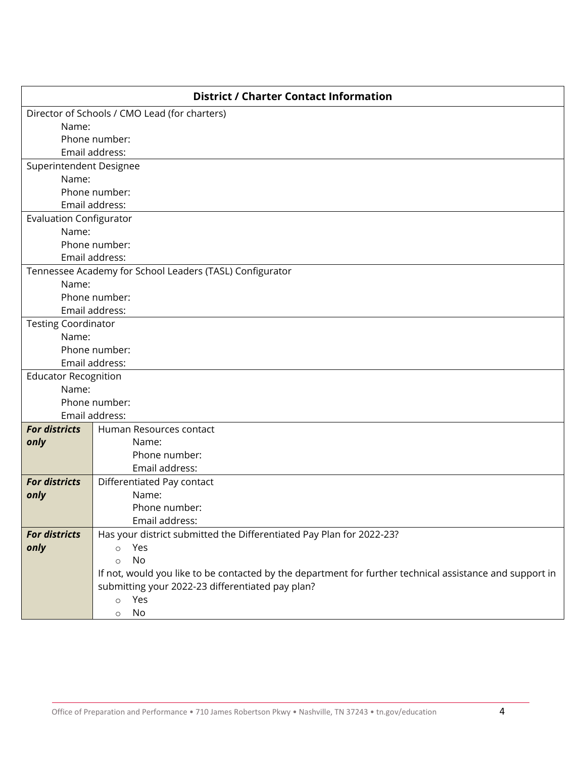| **District / Charter Contact Information** | |
|---|---|
| Director of Schools / CMO Lead (for charters)<br>Name:<br>Phone number:<br>Email address: | |
| Superintendent Designee<br>Name:<br>Phone number:<br>Email address: | |
| Evaluation Configurator<br>Name:<br>Phone number:<br>Email address: | |
| Tennessee Academy for School Leaders (TASL) Configurator<br>Name:<br>Phone number:<br>Email address: | |
| Testing Coordinator<br>Name:<br>Phone number:<br>Email address: | |
| Educator Recognition<br>Name:<br>Phone number:<br>Email address: | |
| ***For districts only*** | Human Resources contact<br>Name:<br>Phone number:<br>Email address: |
| ***For districts only*** | Differentiated Pay contact<br>Name:<br>Phone number:<br>Email address: |
| ***For districts only*** | Has your district submitted the Differentiated Pay Plan for 2022-23?<br>○ Yes<br>○ No<br>If not, would you like to be contacted by the department for further technical assistance and support in submitting your 2022-23 differentiated pay plan?<br>○ Yes<br>○ No |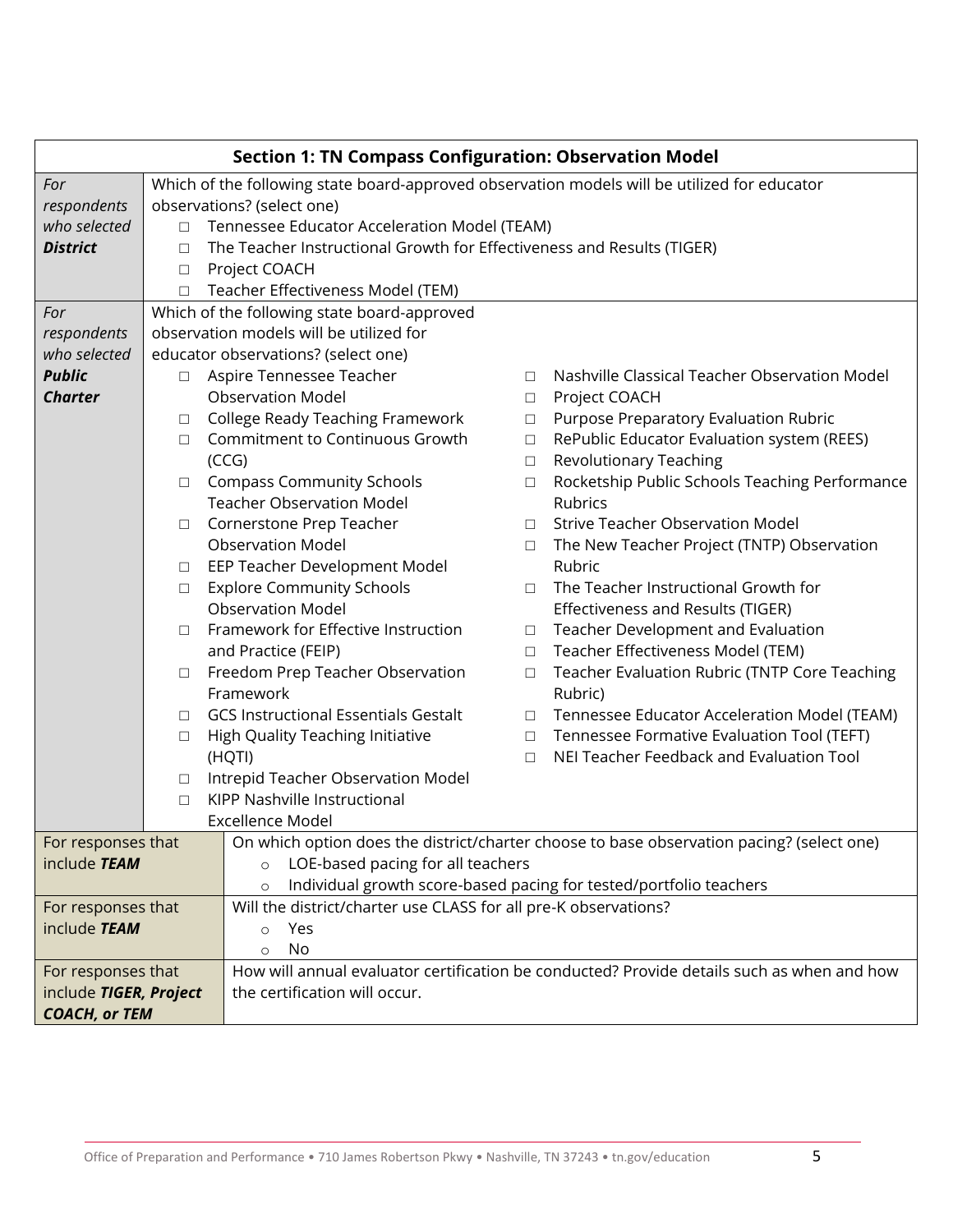| Section 1: TN Compass Configuration: Observation Model | |
|---|---|
| *For respondents who selected* ***District*** | Which of the following state board-approved observation models will be utilized for educator observations? (select one)<br>□ Tennessee Educator Acceleration Model (TEAM)<br>□ The Teacher Instructional Growth for Effectiveness and Results (TIGER)<br>□ Project COACH<br>□ Teacher Effectiveness Model (TEM) |
| *For respondents who selected* ***Public Charter*** | Which of the following state board-approved observation models will be utilized for educator observations? (select one)<br>□ Aspire Tennessee Teacher Observation Model<br>□ College Ready Teaching Framework<br>□ Commitment to Continuous Growth (CCG)<br>□ Compass Community Schools Teacher Observation Model<br>□ Cornerstone Prep Teacher Observation Model<br>□ EEP Teacher Development Model<br>□ Explore Community Schools Observation Model<br>□ Framework for Effective Instruction and Practice (FEIP)<br>□ Freedom Prep Teacher Observation Framework<br>□ GCS Instructional Essentials Gestalt<br>□ High Quality Teaching Initiative (HQTI)<br>□ Intrepid Teacher Observation Model<br>□ KIPP Nashville Instructional Excellence Model<br>□ Nashville Classical Teacher Observation Model<br>□ Project COACH<br>□ Purpose Preparatory Evaluation Rubric<br>□ RePublic Educator Evaluation system (REES)<br>□ Revolutionary Teaching<br>□ Rocketship Public Schools Teaching Performance Rubrics<br>□ Strive Teacher Observation Model<br>□ The New Teacher Project (TNTP) Observation Rubric<br>□ The Teacher Instructional Growth for Effectiveness and Results (TIGER)<br>□ Teacher Development and Evaluation<br>□ Teacher Effectiveness Model (TEM)<br>□ Teacher Evaluation Rubric (TNTP Core Teaching Rubric)<br>□ Tennessee Educator Acceleration Model (TEAM)<br>□ Tennessee Formative Evaluation Tool (TEFT)<br>□ NEI Teacher Feedback and Evaluation Tool |
| For responses that include ***TEAM*** | On which option does the district/charter choose to base observation pacing? (select one)<br>○ LOE-based pacing for all teachers<br>○ Individual growth score-based pacing for tested/portfolio teachers |
| For responses that include ***TEAM*** | Will the district/charter use CLASS for all pre-K observations?<br>○ Yes<br>○ No |
| For responses that include ***TIGER, Project COACH, or TEM*** | How will annual evaluator certification be conducted? Provide details such as when and how the certification will occur. |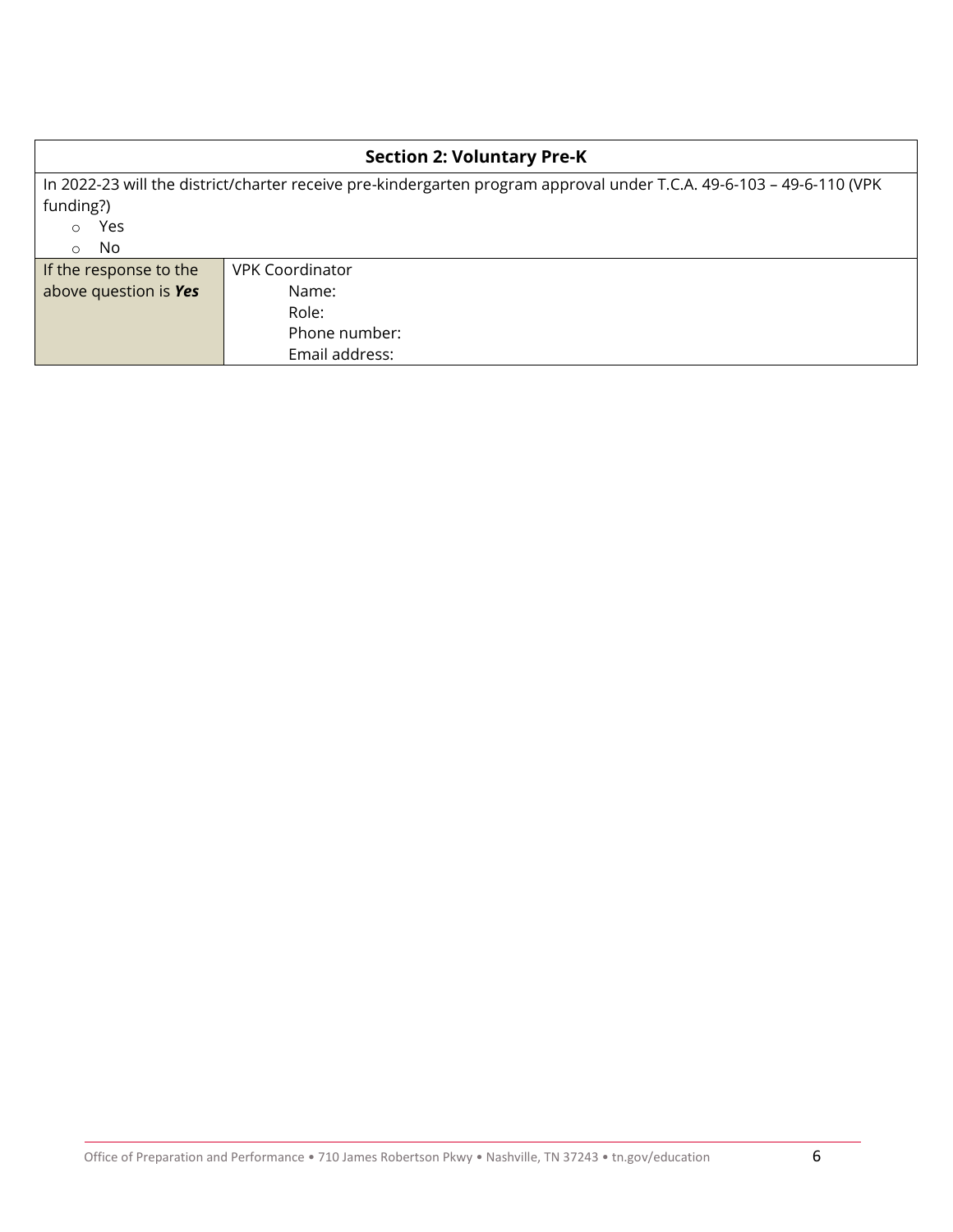## Section 2: Voluntary Pre-K

In 2022-23 will the district/charter receive pre-kindergarten program approval under T.C.A. 49-6-103 – 49-6-110 (VPK funding?)

- Yes
- No

| If the response to the above question is ***Yes*** | VPK Coordinator<br>Name:<br>Role:<br>Phone number:<br>Email address: |
|---|---|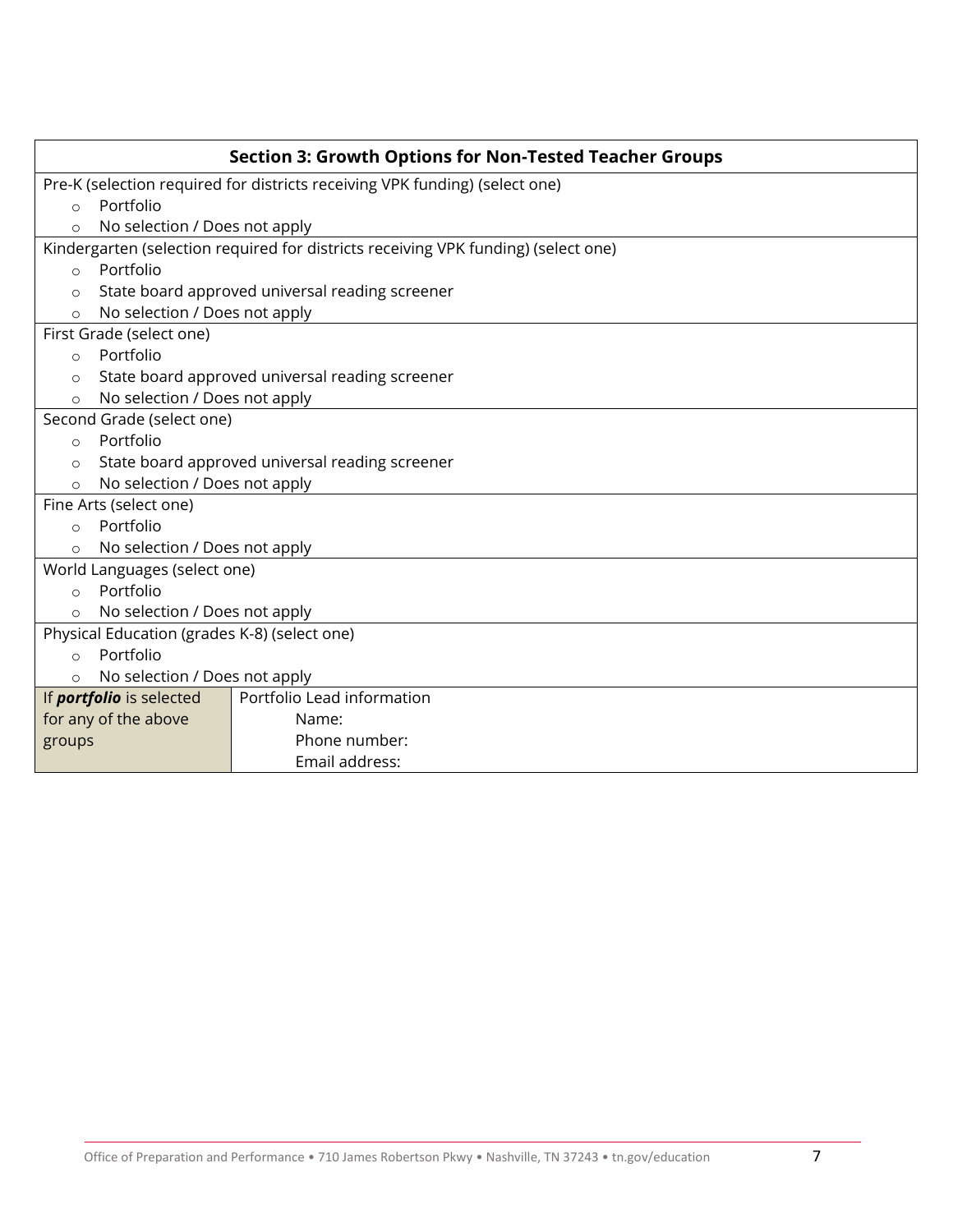| Section 3: Growth Options for Non-Tested Teacher Groups | |
|---|---|
| Pre-K (selection required for districts receiving VPK funding) (select one)<br>○ Portfolio<br>○ No selection / Does not apply | |
| Kindergarten (selection required for districts receiving VPK funding) (select one)<br>○ Portfolio<br>○ State board approved universal reading screener<br>○ No selection / Does not apply | |
| First Grade (select one)<br>○ Portfolio<br>○ State board approved universal reading screener<br>○ No selection / Does not apply | |
| Second Grade (select one)<br>○ Portfolio<br>○ State board approved universal reading screener<br>○ No selection / Does not apply | |
| Fine Arts (select one)<br>○ Portfolio<br>○ No selection / Does not apply | |
| World Languages (select one)<br>○ Portfolio<br>○ No selection / Does not apply | |
| Physical Education (grades K-8) (select one)<br>○ Portfolio<br>○ No selection / Does not apply | |
| If ***portfolio*** is selected for any of the above groups | Portfolio Lead information<br>Name:<br>Phone number:<br>Email address: |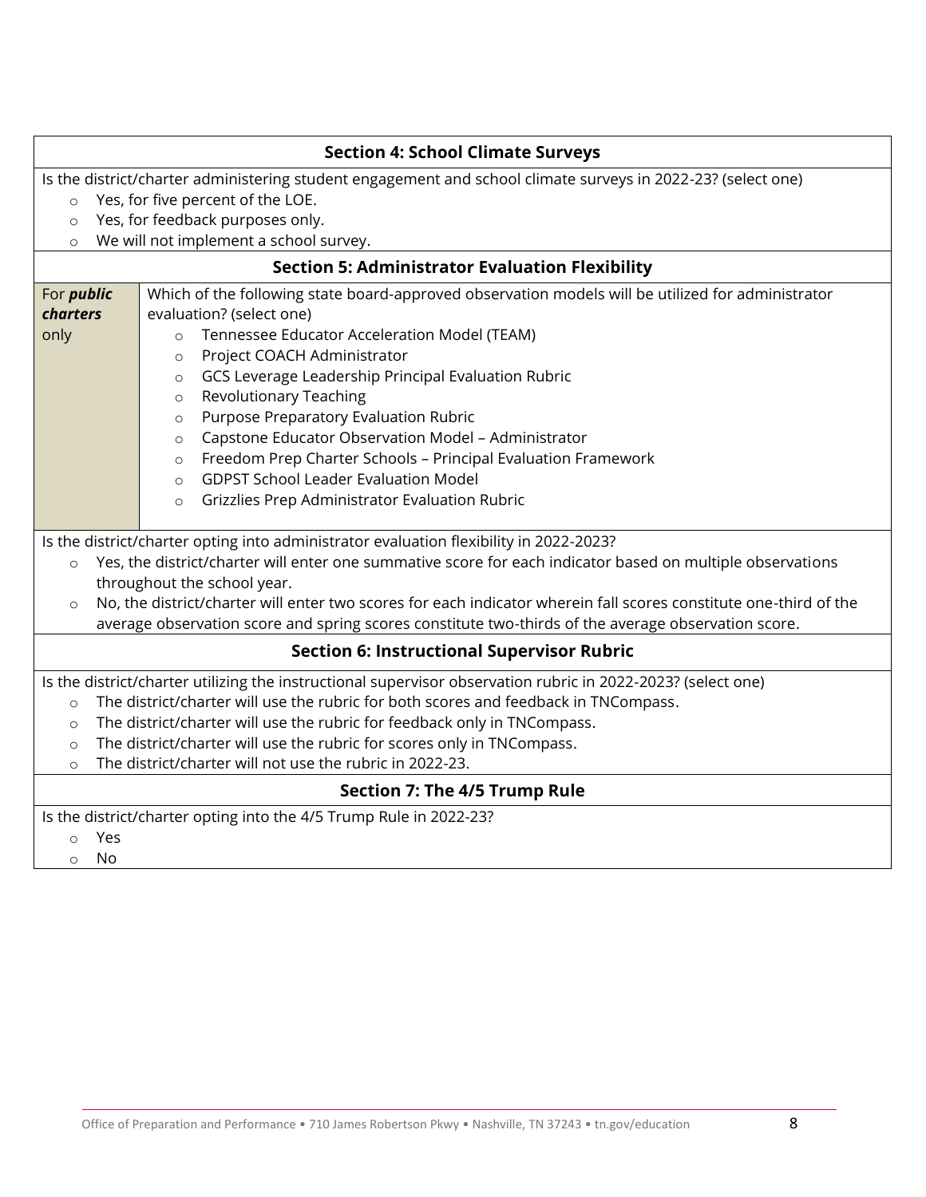## Section 4: School Climate Surveys

Is the district/charter administering student engagement and school climate surveys in 2022-23? (select one)

- Yes, for five percent of the LOE.
- Yes, for feedback purposes only.
- We will not implement a school survey.

## Section 5: Administrator Evaluation Flexibility

| For ***public charters*** only | Which of the following state board-approved observation models will be utilized for administrator evaluation? (select one)<br>○ Tennessee Educator Acceleration Model (TEAM)<br>○ Project COACH Administrator<br>○ GCS Leverage Leadership Principal Evaluation Rubric<br>○ Revolutionary Teaching<br>○ Purpose Preparatory Evaluation Rubric<br>○ Capstone Educator Observation Model – Administrator<br>○ Freedom Prep Charter Schools – Principal Evaluation Framework<br>○ GDPST School Leader Evaluation Model<br>○ Grizzlies Prep Administrator Evaluation Rubric |
|---|---|

Is the district/charter opting into administrator evaluation flexibility in 2022-2023?

- Yes, the district/charter will enter one summative score for each indicator based on multiple observations throughout the school year.
- No, the district/charter will enter two scores for each indicator wherein fall scores constitute one-third of the average observation score and spring scores constitute two-thirds of the average observation score.

## Section 6: Instructional Supervisor Rubric

Is the district/charter utilizing the instructional supervisor observation rubric in 2022-2023? (select one)

- The district/charter will use the rubric for both scores and feedback in TNCompass.
- The district/charter will use the rubric for feedback only in TNCompass.
- The district/charter will use the rubric for scores only in TNCompass.
- The district/charter will not use the rubric in 2022-23.

## Section 7: The 4/5 Trump Rule

Is the district/charter opting into the 4/5 Trump Rule in 2022-23?

- Yes
- No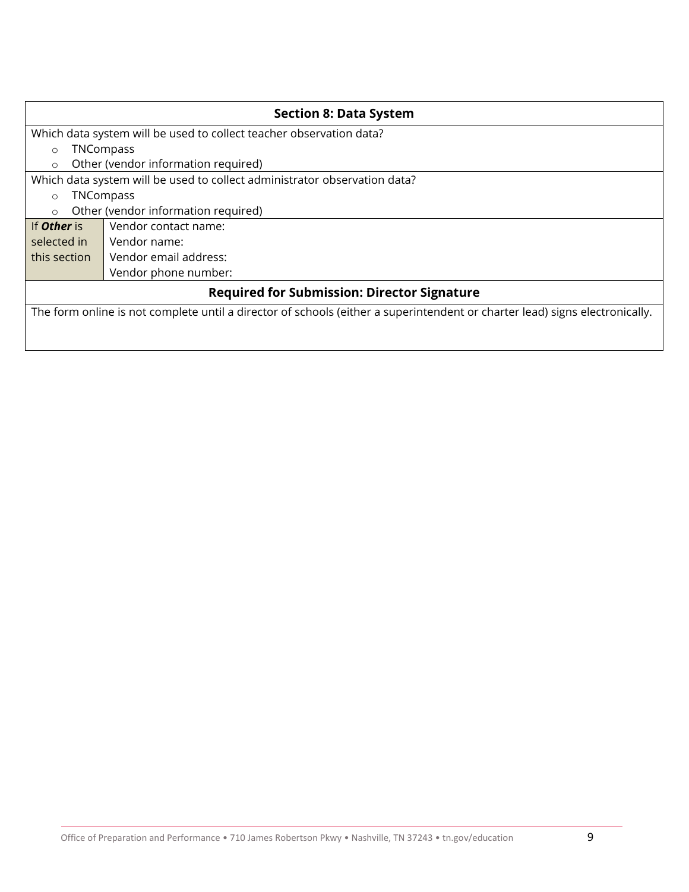## Section 8: Data System

Which data system will be used to collect teacher observation data?

- TNCompass
- Other (vendor information required)

Which data system will be used to collect administrator observation data?

- TNCompass
- Other (vendor information required)

| | |
|---|---|
| If ***Other*** is selected in this section | Vendor contact name: |
| | Vendor name: |
| | Vendor email address: |
| | Vendor phone number: |

## Required for Submission: Director Signature

The form online is not complete until a director of schools (either a superintendent or charter lead) signs electronically.